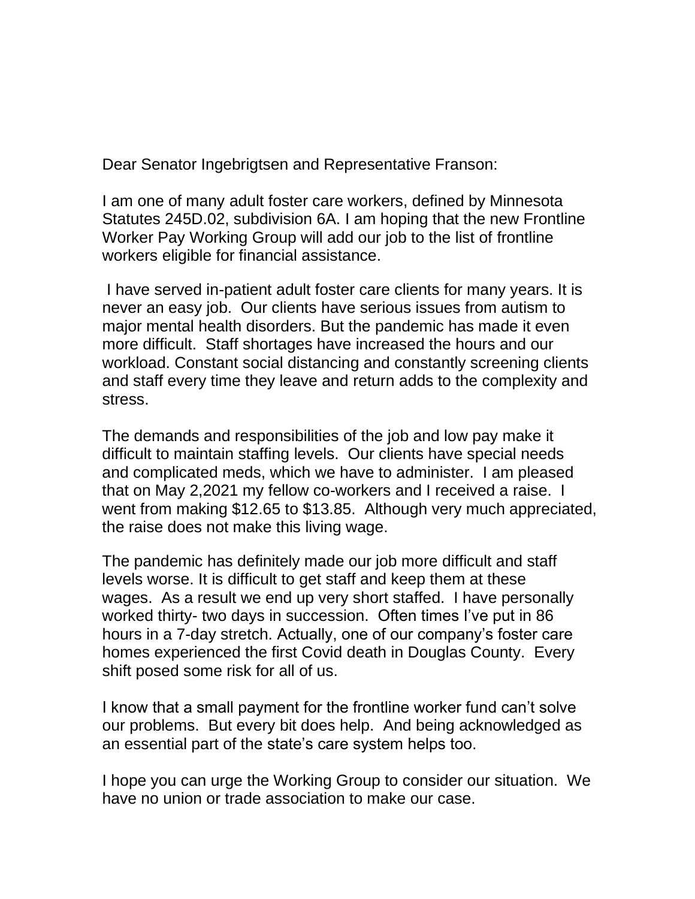Dear Senator Ingebrigtsen and Representative Franson:

I am one of many adult foster care workers, defined by Minnesota Statutes 245D.02, subdivision 6A. I am hoping that the new Frontline Worker Pay Working Group will add our job to the list of frontline workers eligible for financial assistance.

I have served in-patient adult foster care clients for many years. It is never an easy job. Our clients have serious issues from autism to major mental health disorders. But the pandemic has made it even more difficult. Staff shortages have increased the hours and our workload. Constant social distancing and constantly screening clients and staff every time they leave and return adds to the complexity and stress.

The demands and responsibilities of the job and low pay make it difficult to maintain staffing levels. Our clients have special needs and complicated meds, which we have to administer. I am pleased that on May 2,2021 my fellow co-workers and I received a raise. I went from making $12.65 to $13.85. Although very much appreciated, the raise does not make this living wage.

The pandemic has definitely made our job more difficult and staff levels worse. It is difficult to get staff and keep them at these wages. As a result we end up very short staffed. I have personally worked thirty- two days in succession. Often times I've put in 86 hours in a 7-day stretch. Actually, one of our company's foster care homes experienced the first Covid death in Douglas County. Every shift posed some risk for all of us.

I know that a small payment for the frontline worker fund can't solve our problems. But every bit does help. And being acknowledged as an essential part of the state's care system helps too.

I hope you can urge the Working Group to consider our situation. We have no union or trade association to make our case.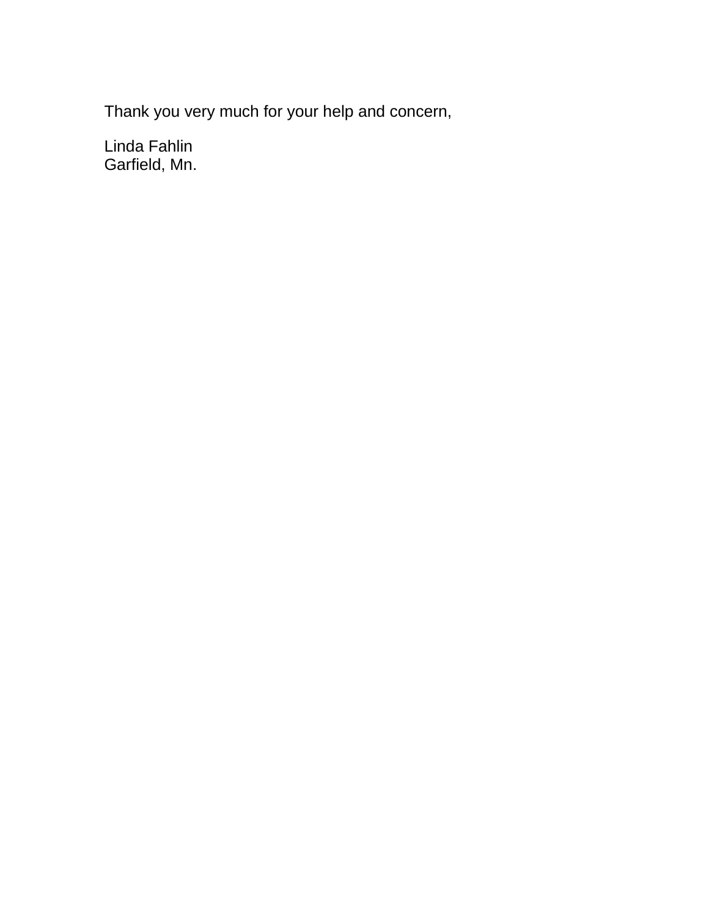Thank you very much for your help and concern,

Linda Fahlin
Garfield, Mn.